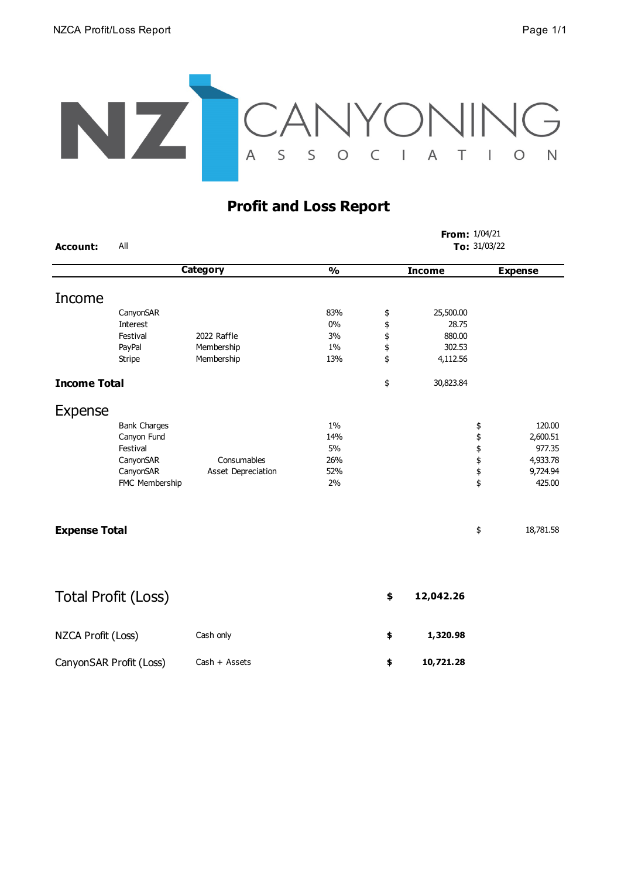NZ CANYONING ASSOCIATION

# Profit and Loss Report

**Account:** All

**From:** 1/04/21
**To:** 31/03/22

| | Category | | % | Income | Expense |
|---|---|---|---|---|---|
| **Income** | | | | | |
| | CanyonSAR | | 83% | $ 25,500.00 | |
| | Interest | | 0% | $ 28.75 | |
| | Festival | 2022 Raffle | 3% | $ 880.00 | |
| | PayPal | Membership | 1% | $ 302.53 | |
| | Stripe | Membership | 13% | $ 4,112.56 | |
| **Income Total** | | | | $ 30,823.84 | |
| **Expense** | | | | | |
| | Bank Charges | | 1% | | $ 120.00 |
| | Canyon Fund | | 14% | | $ 2,600.51 |
| | Festival | | 5% | | $ 977.35 |
| | CanyonSAR | Consumables | 26% | | $ 4,933.78 |
| | CanyonSAR | Asset Depreciation | 52% | | $ 9,724.94 |
| | FMC Membership | | 2% | | $ 425.00 |
| **Expense Total** | | | | | $ 18,781.58 |

| | | |
|---|---|---|
| Total Profit (Loss) | | **$ 12,042.26** |
| NZCA Profit (Loss) | Cash only | **$ 1,320.98** |
| CanyonSAR Profit (Loss) | Cash + Assets | **$ 10,721.28** |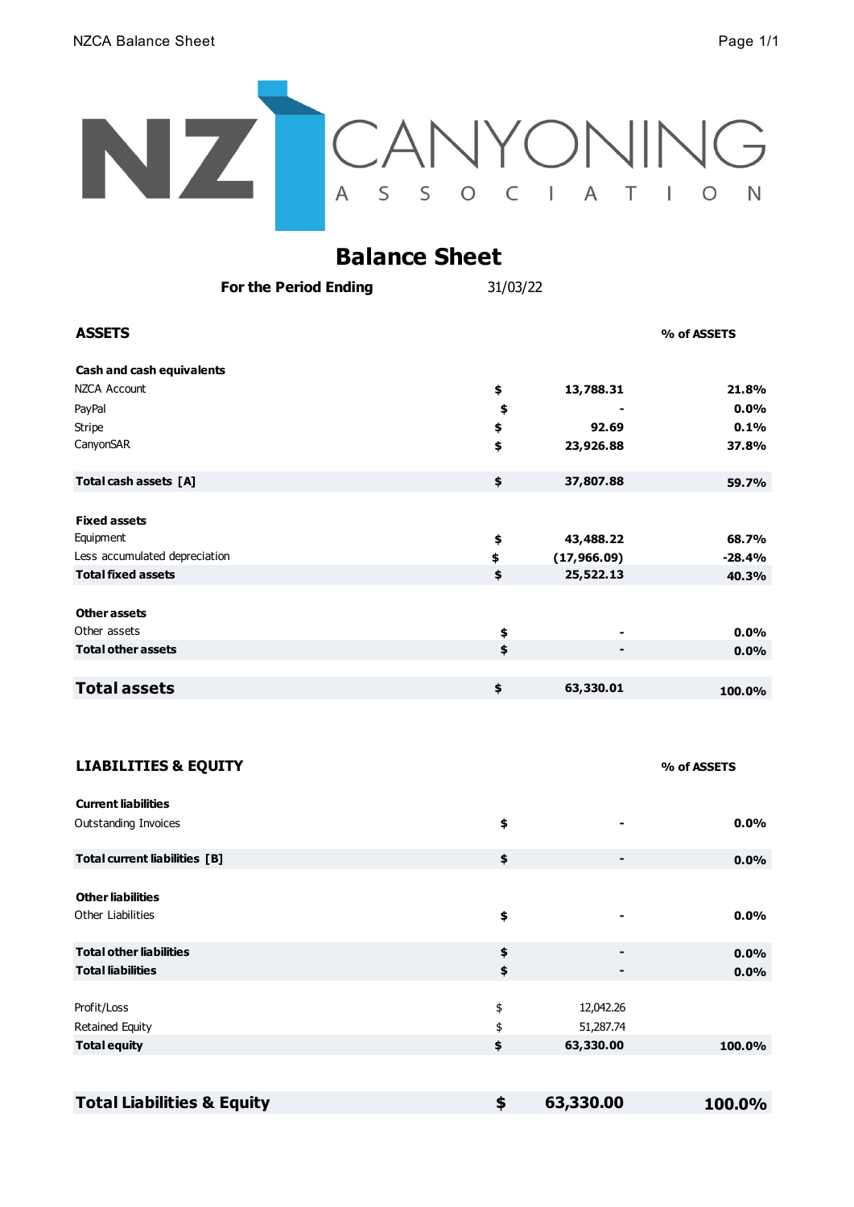NZ CANYONING ASSOCIATION

# Balance Sheet

**For the Period Ending** 31/03/22

| **ASSETS** | | | **% of ASSETS** |
|---|---|---|---|
| **Cash and cash equivalents** | | | |
| NZCA Account | $ | 13,788.31 | 21.8% |
| PayPal | $ | - | 0.0% |
| Stripe | $ | 92.69 | 0.1% |
| CanyonSAR | $ | 23,926.88 | 37.8% |
| **Total cash assets [A]** | **$** | **37,807.88** | **59.7%** |
| **Fixed assets** | | | |
| Equipment | $ | 43,488.22 | 68.7% |
| Less accumulated depreciation | $ | (17,966.09) | -28.4% |
| **Total fixed assets** | **$** | **25,522.13** | **40.3%** |
| **Other assets** | | | |
| Other assets | $ | - | 0.0% |
| **Total other assets** | **$** | **-** | **0.0%** |
| **Total assets** | **$** | **63,330.01** | **100.0%** |

| **LIABILITIES & EQUITY** | | | **% of ASSETS** |
|---|---|---|---|
| **Current liabilities** | | | |
| Outstanding Invoices | $ | - | 0.0% |
| **Total current liabilities [B]** | **$** | **-** | **0.0%** |
| **Other liabilities** | | | |
| Other Liabilities | $ | - | 0.0% |
| **Total other liabilities** | **$** | **-** | **0.0%** |
| **Total liabilities** | **$** | **-** | **0.0%** |
| Profit/Loss | $ | 12,042.26 | |
| Retained Equity | $ | 51,287.74 | |
| **Total equity** | **$** | **63,330.00** | **100.0%** |
| **Total Liabilities & Equity** | **$** | **63,330.00** | **100.0%** |